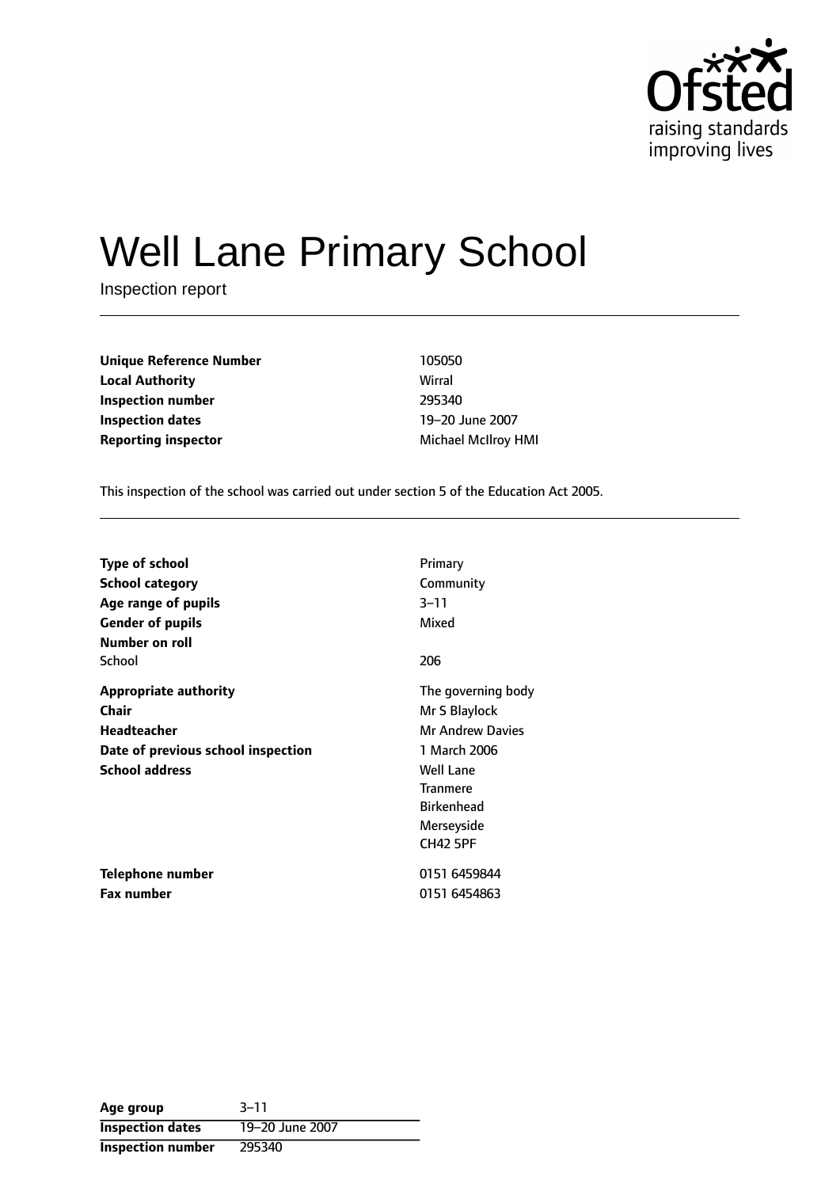Ofsted raising standards improving lives

# Well Lane Primary School

Inspection report

| | |
|---|---|
| **Unique Reference Number** | 105050 |
| **Local Authority** | Wirral |
| **Inspection number** | 295340 |
| **Inspection dates** | 19–20 June 2007 |
| **Reporting inspector** | Michael McIlroy HMI |

This inspection of the school was carried out under section 5 of the Education Act 2005.

| | |
|---|---|
| **Type of school** | Primary |
| **School category** | Community |
| **Age range of pupils** | 3–11 |
| **Gender of pupils** | Mixed |
| **Number on roll** | |
| School | 206 |
| **Appropriate authority** | The governing body |
| **Chair** | Mr S Blaylock |
| **Headteacher** | Mr Andrew Davies |
| **Date of previous school inspection** | 1 March 2006 |
| **School address** | Well Lane<br>Tranmere<br>Birkenhead<br>Merseyside<br>CH42 5PF |
| **Telephone number** | 0151 6459844 |
| **Fax number** | 0151 6454863 |

| | |
|---|---|
| **Age group** | 3–11 |
| **Inspection dates** | 19–20 June 2007 |
| **Inspection number** | 295340 |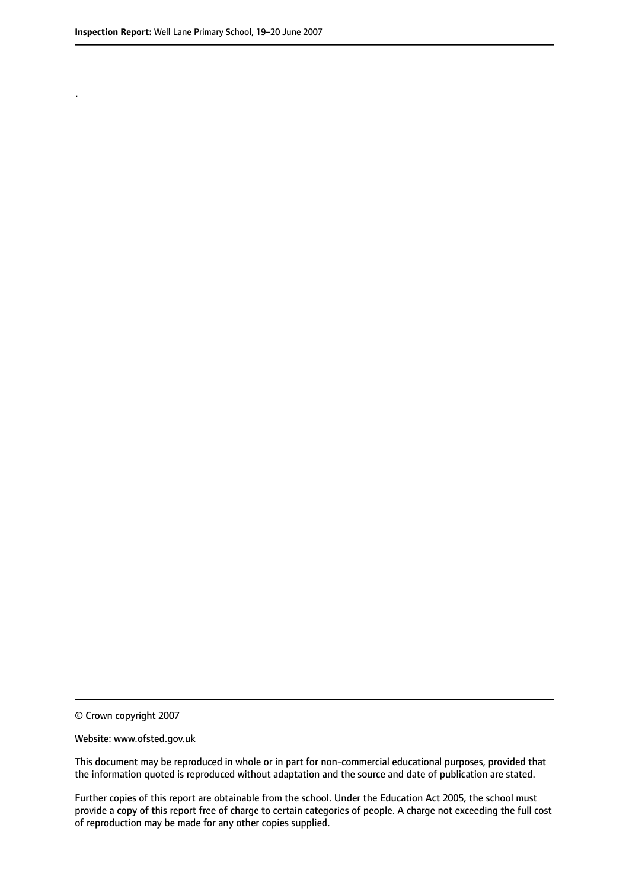.

© Crown copyright 2007

Website: www.ofsted.gov.uk

This document may be reproduced in whole or in part for non-commercial educational purposes, provided that the information quoted is reproduced without adaptation and the source and date of publication are stated.

Further copies of this report are obtainable from the school. Under the Education Act 2005, the school must provide a copy of this report free of charge to certain categories of people. A charge not exceeding the full cost of reproduction may be made for any other copies supplied.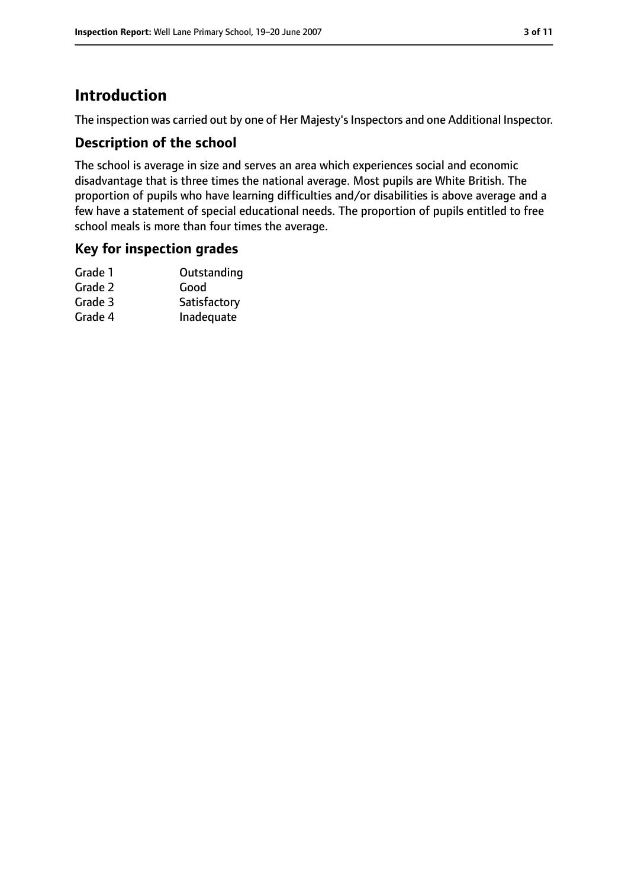# Introduction

The inspection was carried out by one of Her Majesty's Inspectors and one Additional Inspector.

## Description of the school

The school is average in size and serves an area which experiences social and economic disadvantage that is three times the national average. Most pupils are White British. The proportion of pupils who have learning difficulties and/or disabilities is above average and a few have a statement of special educational needs. The proportion of pupils entitled to free school meals is more than four times the average.

## Key for inspection grades

| | |
|---|---|
| Grade 1 | Outstanding |
| Grade 2 | Good |
| Grade 3 | Satisfactory |
| Grade 4 | Inadequate |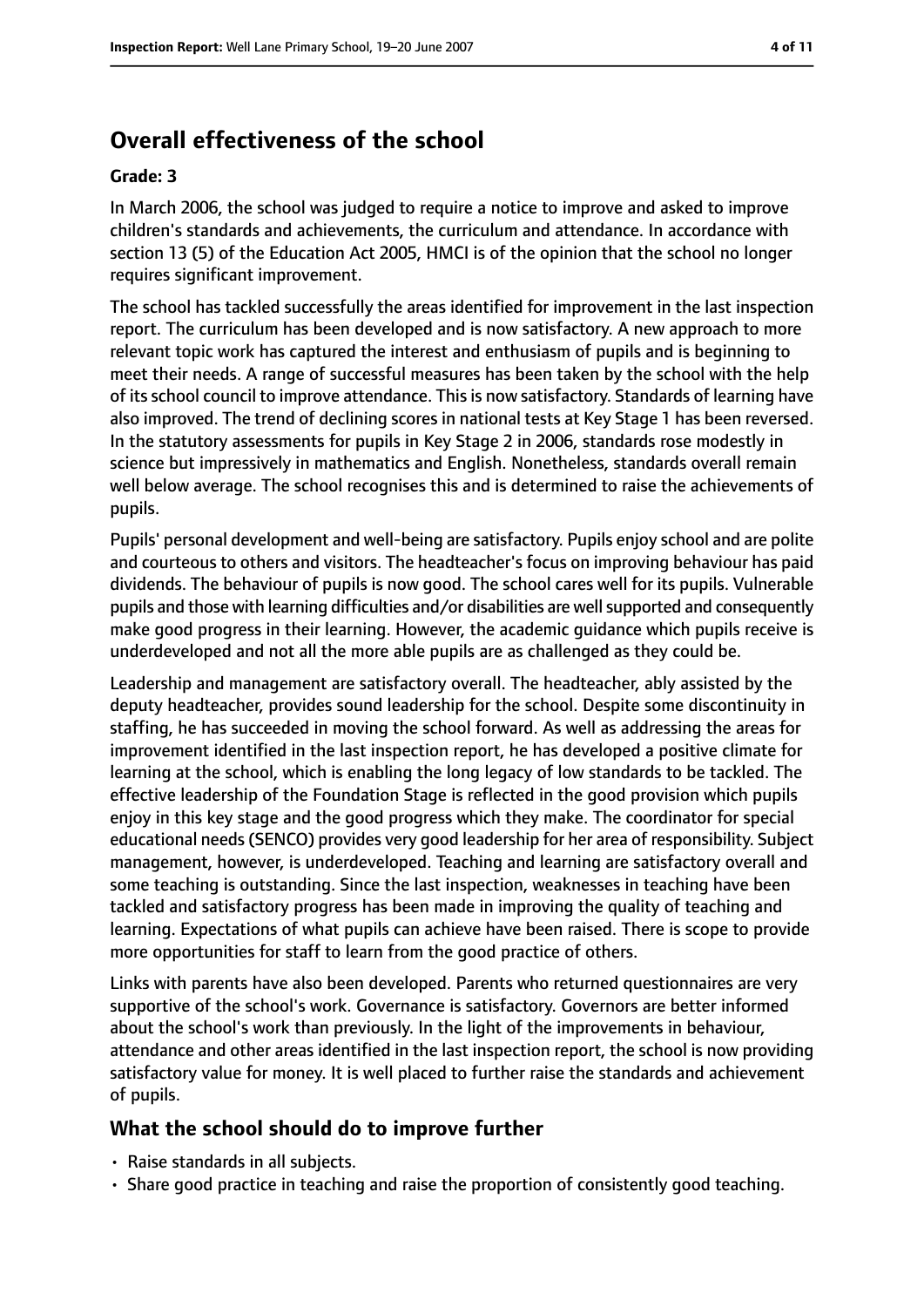## Overall effectiveness of the school

**Grade: 3**

In March 2006, the school was judged to require a notice to improve and asked to improve children's standards and achievements, the curriculum and attendance. In accordance with section 13 (5) of the Education Act 2005, HMCI is of the opinion that the school no longer requires significant improvement.

The school has tackled successfully the areas identified for improvement in the last inspection report. The curriculum has been developed and is now satisfactory. A new approach to more relevant topic work has captured the interest and enthusiasm of pupils and is beginning to meet their needs. A range of successful measures has been taken by the school with the help of its school council to improve attendance. This is now satisfactory. Standards of learning have also improved. The trend of declining scores in national tests at Key Stage 1 has been reversed. In the statutory assessments for pupils in Key Stage 2 in 2006, standards rose modestly in science but impressively in mathematics and English. Nonetheless, standards overall remain well below average. The school recognises this and is determined to raise the achievements of pupils.

Pupils' personal development and well-being are satisfactory. Pupils enjoy school and are polite and courteous to others and visitors. The headteacher's focus on improving behaviour has paid dividends. The behaviour of pupils is now good. The school cares well for its pupils. Vulnerable pupils and those with learning difficulties and/or disabilities are well supported and consequently make good progress in their learning. However, the academic guidance which pupils receive is underdeveloped and not all the more able pupils are as challenged as they could be.

Leadership and management are satisfactory overall. The headteacher, ably assisted by the deputy headteacher, provides sound leadership for the school. Despite some discontinuity in staffing, he has succeeded in moving the school forward. As well as addressing the areas for improvement identified in the last inspection report, he has developed a positive climate for learning at the school, which is enabling the long legacy of low standards to be tackled. The effective leadership of the Foundation Stage is reflected in the good provision which pupils enjoy in this key stage and the good progress which they make. The coordinator for special educational needs (SENCO) provides very good leadership for her area of responsibility. Subject management, however, is underdeveloped. Teaching and learning are satisfactory overall and some teaching is outstanding. Since the last inspection, weaknesses in teaching have been tackled and satisfactory progress has been made in improving the quality of teaching and learning. Expectations of what pupils can achieve have been raised. There is scope to provide more opportunities for staff to learn from the good practice of others.

Links with parents have also been developed. Parents who returned questionnaires are very supportive of the school's work. Governance is satisfactory. Governors are better informed about the school's work than previously. In the light of the improvements in behaviour, attendance and other areas identified in the last inspection report, the school is now providing satisfactory value for money. It is well placed to further raise the standards and achievement of pupils.

### What the school should do to improve further

- Raise standards in all subjects.
- Share good practice in teaching and raise the proportion of consistently good teaching.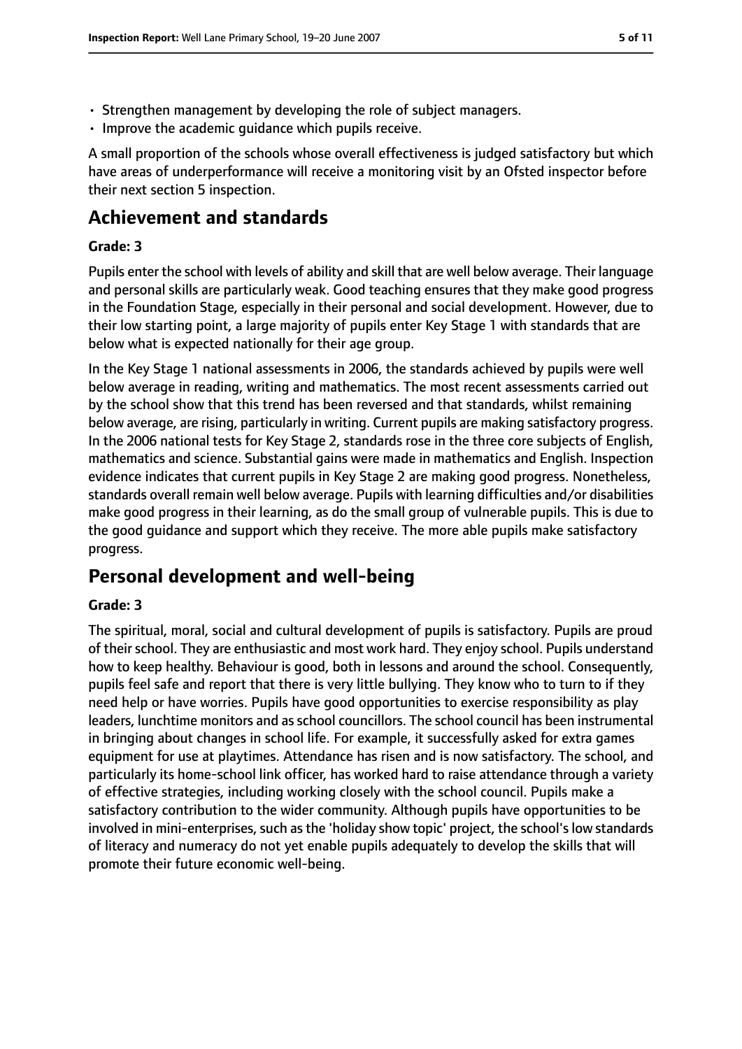- Strengthen management by developing the role of subject managers.
- Improve the academic guidance which pupils receive.

A small proportion of the schools whose overall effectiveness is judged satisfactory but which have areas of underperformance will receive a monitoring visit by an Ofsted inspector before their next section 5 inspection.

## Achievement and standards

### Grade: 3

Pupils enter the school with levels of ability and skill that are well below average. Their language and personal skills are particularly weak. Good teaching ensures that they make good progress in the Foundation Stage, especially in their personal and social development. However, due to their low starting point, a large majority of pupils enter Key Stage 1 with standards that are below what is expected nationally for their age group.

In the Key Stage 1 national assessments in 2006, the standards achieved by pupils were well below average in reading, writing and mathematics. The most recent assessments carried out by the school show that this trend has been reversed and that standards, whilst remaining below average, are rising, particularly in writing. Current pupils are making satisfactory progress. In the 2006 national tests for Key Stage 2, standards rose in the three core subjects of English, mathematics and science. Substantial gains were made in mathematics and English. Inspection evidence indicates that current pupils in Key Stage 2 are making good progress. Nonetheless, standards overall remain well below average. Pupils with learning difficulties and/or disabilities make good progress in their learning, as do the small group of vulnerable pupils. This is due to the good guidance and support which they receive. The more able pupils make satisfactory progress.

## Personal development and well-being

### Grade: 3

The spiritual, moral, social and cultural development of pupils is satisfactory. Pupils are proud of their school. They are enthusiastic and most work hard. They enjoy school. Pupils understand how to keep healthy. Behaviour is good, both in lessons and around the school. Consequently, pupils feel safe and report that there is very little bullying. They know who to turn to if they need help or have worries. Pupils have good opportunities to exercise responsibility as play leaders, lunchtime monitors and as school councillors. The school council has been instrumental in bringing about changes in school life. For example, it successfully asked for extra games equipment for use at playtimes. Attendance has risen and is now satisfactory. The school, and particularly its home-school link officer, has worked hard to raise attendance through a variety of effective strategies, including working closely with the school council. Pupils make a satisfactory contribution to the wider community. Although pupils have opportunities to be involved in mini-enterprises, such as the 'holiday show topic' project, the school's low standards of literacy and numeracy do not yet enable pupils adequately to develop the skills that will promote their future economic well-being.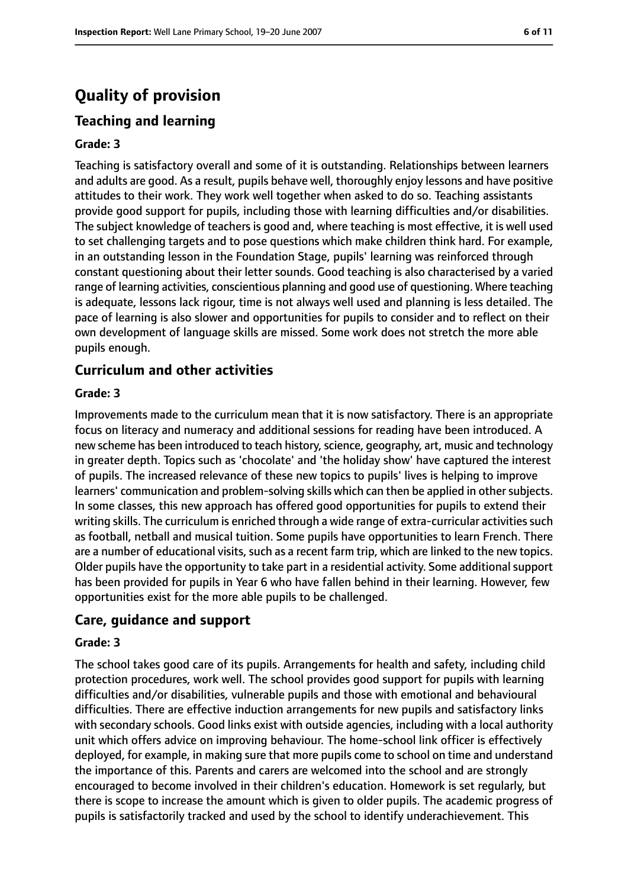# Quality of provision

## Teaching and learning

### Grade: 3

Teaching is satisfactory overall and some of it is outstanding. Relationships between learners and adults are good. As a result, pupils behave well, thoroughly enjoy lessons and have positive attitudes to their work. They work well together when asked to do so. Teaching assistants provide good support for pupils, including those with learning difficulties and/or disabilities. The subject knowledge of teachers is good and, where teaching is most effective, it is well used to set challenging targets and to pose questions which make children think hard. For example, in an outstanding lesson in the Foundation Stage, pupils' learning was reinforced through constant questioning about their letter sounds. Good teaching is also characterised by a varied range of learning activities, conscientious planning and good use of questioning. Where teaching is adequate, lessons lack rigour, time is not always well used and planning is less detailed. The pace of learning is also slower and opportunities for pupils to consider and to reflect on their own development of language skills are missed. Some work does not stretch the more able pupils enough.

## Curriculum and other activities

### Grade: 3

Improvements made to the curriculum mean that it is now satisfactory. There is an appropriate focus on literacy and numeracy and additional sessions for reading have been introduced. A new scheme has been introduced to teach history, science, geography, art, music and technology in greater depth. Topics such as 'chocolate' and 'the holiday show' have captured the interest of pupils. The increased relevance of these new topics to pupils' lives is helping to improve learners' communication and problem-solving skills which can then be applied in other subjects. In some classes, this new approach has offered good opportunities for pupils to extend their writing skills. The curriculum is enriched through a wide range of extra-curricular activities such as football, netball and musical tuition. Some pupils have opportunities to learn French. There are a number of educational visits, such as a recent farm trip, which are linked to the new topics. Older pupils have the opportunity to take part in a residential activity. Some additional support has been provided for pupils in Year 6 who have fallen behind in their learning. However, few opportunities exist for the more able pupils to be challenged.

## Care, guidance and support

### Grade: 3

The school takes good care of its pupils. Arrangements for health and safety, including child protection procedures, work well. The school provides good support for pupils with learning difficulties and/or disabilities, vulnerable pupils and those with emotional and behavioural difficulties. There are effective induction arrangements for new pupils and satisfactory links with secondary schools. Good links exist with outside agencies, including with a local authority unit which offers advice on improving behaviour. The home-school link officer is effectively deployed, for example, in making sure that more pupils come to school on time and understand the importance of this. Parents and carers are welcomed into the school and are strongly encouraged to become involved in their children's education. Homework is set regularly, but there is scope to increase the amount which is given to older pupils. The academic progress of pupils is satisfactorily tracked and used by the school to identify underachievement. This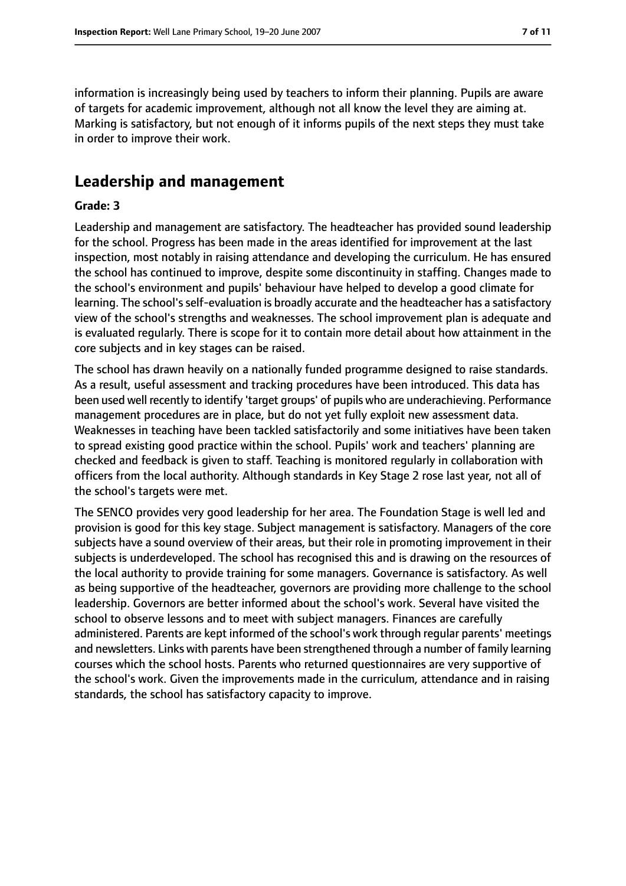information is increasingly being used by teachers to inform their planning. Pupils are aware of targets for academic improvement, although not all know the level they are aiming at. Marking is satisfactory, but not enough of it informs pupils of the next steps they must take in order to improve their work.

## Leadership and management

**Grade: 3**

Leadership and management are satisfactory. The headteacher has provided sound leadership for the school. Progress has been made in the areas identified for improvement at the last inspection, most notably in raising attendance and developing the curriculum. He has ensured the school has continued to improve, despite some discontinuity in staffing. Changes made to the school's environment and pupils' behaviour have helped to develop a good climate for learning. The school's self-evaluation is broadly accurate and the headteacher has a satisfactory view of the school's strengths and weaknesses. The school improvement plan is adequate and is evaluated regularly. There is scope for it to contain more detail about how attainment in the core subjects and in key stages can be raised.

The school has drawn heavily on a nationally funded programme designed to raise standards. As a result, useful assessment and tracking procedures have been introduced. This data has been used well recently to identify 'target groups' of pupils who are underachieving. Performance management procedures are in place, but do not yet fully exploit new assessment data. Weaknesses in teaching have been tackled satisfactorily and some initiatives have been taken to spread existing good practice within the school. Pupils' work and teachers' planning are checked and feedback is given to staff. Teaching is monitored regularly in collaboration with officers from the local authority. Although standards in Key Stage 2 rose last year, not all of the school's targets were met.

The SENCO provides very good leadership for her area. The Foundation Stage is well led and provision is good for this key stage. Subject management is satisfactory. Managers of the core subjects have a sound overview of their areas, but their role in promoting improvement in their subjects is underdeveloped. The school has recognised this and is drawing on the resources of the local authority to provide training for some managers. Governance is satisfactory. As well as being supportive of the headteacher, governors are providing more challenge to the school leadership. Governors are better informed about the school's work. Several have visited the school to observe lessons and to meet with subject managers. Finances are carefully administered. Parents are kept informed of the school's work through regular parents' meetings and newsletters. Links with parents have been strengthened through a number of family learning courses which the school hosts. Parents who returned questionnaires are very supportive of the school's work. Given the improvements made in the curriculum, attendance and in raising standards, the school has satisfactory capacity to improve.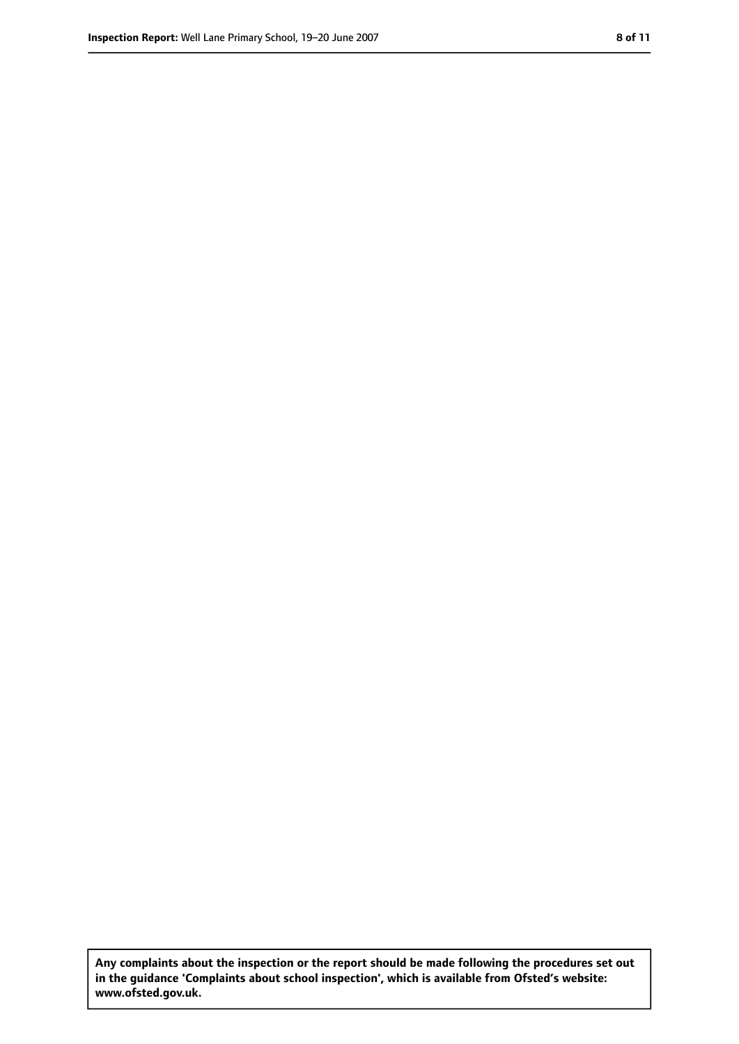**Any complaints about the inspection or the report should be made following the procedures set out in the guidance 'Complaints about school inspection', which is available from Ofsted's website: www.ofsted.gov.uk.**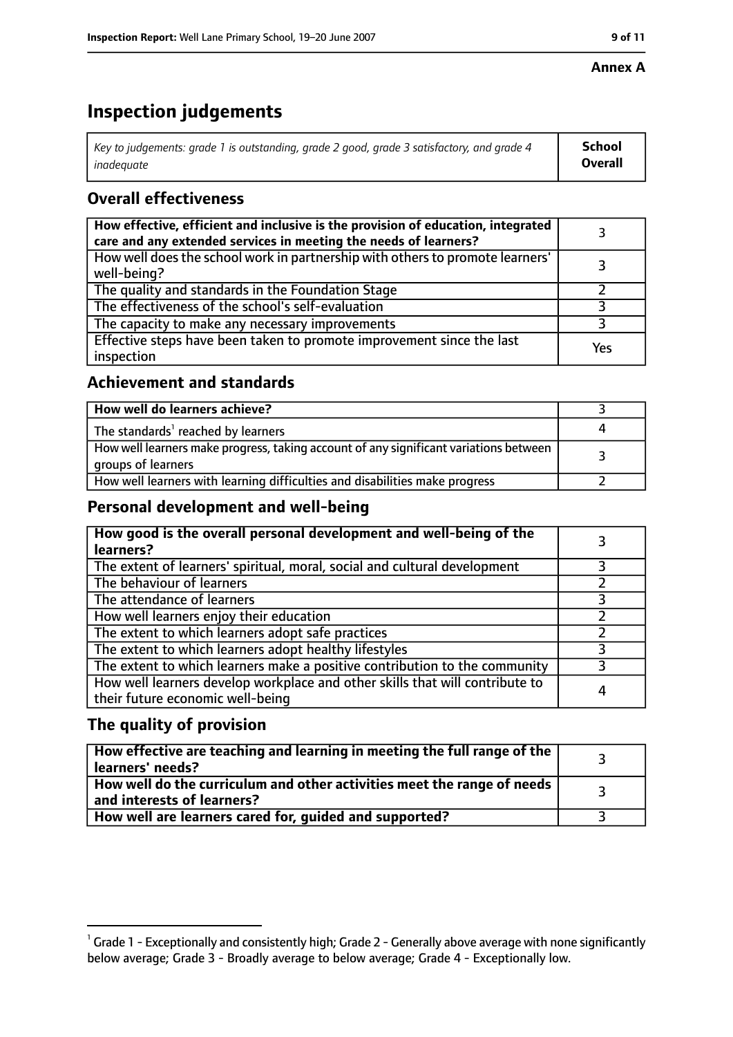**Annex A**

# Inspection judgements

| *Key to judgements: grade 1 is outstanding, grade 2 good, grade 3 satisfactory, and grade 4 inadequate* | **School Overall** |
|---|---|

## Overall effectiveness

| | |
|---|---|
| **How effective, efficient and inclusive is the provision of education, integrated care and any extended services in meeting the needs of learners?** | 3 |
| How well does the school work in partnership with others to promote learners' well-being? | 3 |
| The quality and standards in the Foundation Stage | 2 |
| The effectiveness of the school's self-evaluation | 3 |
| The capacity to make any necessary improvements | 3 |
| Effective steps have been taken to promote improvement since the last inspection | Yes |

## Achievement and standards

| | |
|---|---|
| **How well do learners achieve?** | 3 |
| The standards[1] reached by learners | 4 |
| How well learners make progress, taking account of any significant variations between groups of learners | 3 |
| How well learners with learning difficulties and disabilities make progress | 2 |

## Personal development and well-being

| | |
|---|---|
| **How good is the overall personal development and well-being of the learners?** | 3 |
| The extent of learners' spiritual, moral, social and cultural development | 3 |
| The behaviour of learners | 2 |
| The attendance of learners | 3 |
| How well learners enjoy their education | 2 |
| The extent to which learners adopt safe practices | 2 |
| The extent to which learners adopt healthy lifestyles | 3 |
| The extent to which learners make a positive contribution to the community | 3 |
| How well learners develop workplace and other skills that will contribute to their future economic well-being | 4 |

## The quality of provision

| | |
|---|---|
| **How effective are teaching and learning in meeting the full range of the learners' needs?** | 3 |
| **How well do the curriculum and other activities meet the range of needs and interests of learners?** | 3 |
| **How well are learners cared for, guided and supported?** | 3 |

[1] Grade 1 - Exceptionally and consistently high; Grade 2 - Generally above average with none significantly below average; Grade 3 - Broadly average to below average; Grade 4 - Exceptionally low.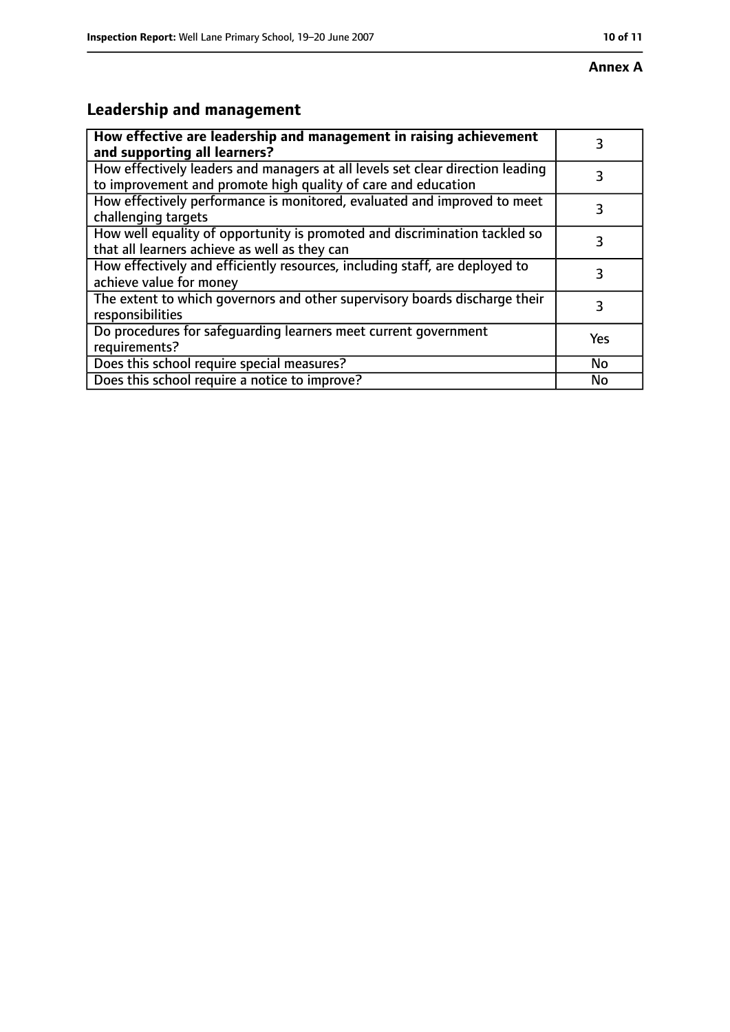**Annex A**

## Leadership and management

| **How effective are leadership and management in raising achievement and supporting all learners?** | 3 |
| --- | --- |
| How effectively leaders and managers at all levels set clear direction leading to improvement and promote high quality of care and education | 3 |
| How effectively performance is monitored, evaluated and improved to meet challenging targets | 3 |
| How well equality of opportunity is promoted and discrimination tackled so that all learners achieve as well as they can | 3 |
| How effectively and efficiently resources, including staff, are deployed to achieve value for money | 3 |
| The extent to which governors and other supervisory boards discharge their responsibilities | 3 |
| Do procedures for safeguarding learners meet current government requirements? | Yes |
| Does this school require special measures? | No |
| Does this school require a notice to improve? | No |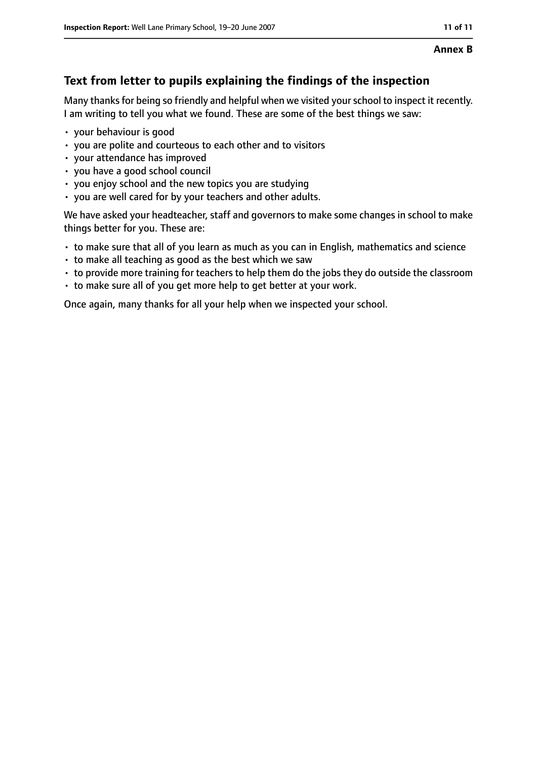**Annex B**

## Text from letter to pupils explaining the findings of the inspection

Many thanks for being so friendly and helpful when we visited your school to inspect it recently. I am writing to tell you what we found. These are some of the best things we saw:

- your behaviour is good
- you are polite and courteous to each other and to visitors
- your attendance has improved
- you have a good school council
- you enjoy school and the new topics you are studying
- you are well cared for by your teachers and other adults.

We have asked your headteacher, staff and governors to make some changes in school to make things better for you. These are:

- to make sure that all of you learn as much as you can in English, mathematics and science
- to make all teaching as good as the best which we saw
- to provide more training for teachers to help them do the jobs they do outside the classroom
- to make sure all of you get more help to get better at your work.

Once again, many thanks for all your help when we inspected your school.